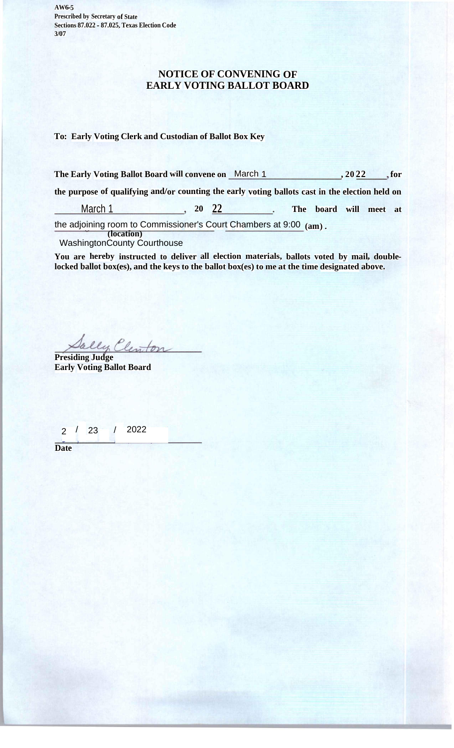AW6-5
Prescribed by Secretary of State
Sections 87.022 - 87.025, Texas Election Code
3/07

# NOTICE OF CONVENING OF EARLY VOTING BALLOT BOARD

**To: Early Voting Clerk and Custodian of Ballot Box Key**

**The Early Voting Ballot Board will convene on** March 1 **, 20**22**, for the purpose of qualifying and/or counting the early voting ballots cast in the election held on** March 1 **, 20** 22**. The board will meet at** the adjoining room to Commissioner's Court Chambers at 9:00 **(am).**
**(location)**
WashingtonCounty Courthouse

**You are hereby instructed to deliver all election materials, ballots voted by mail, double-locked ballot box(es), and the keys to the ballot box(es) to me at the time designated above.**

Sally Clinton
**Presiding Judge**
**Early Voting Ballot Board**

2 / 23 / 2022
**Date**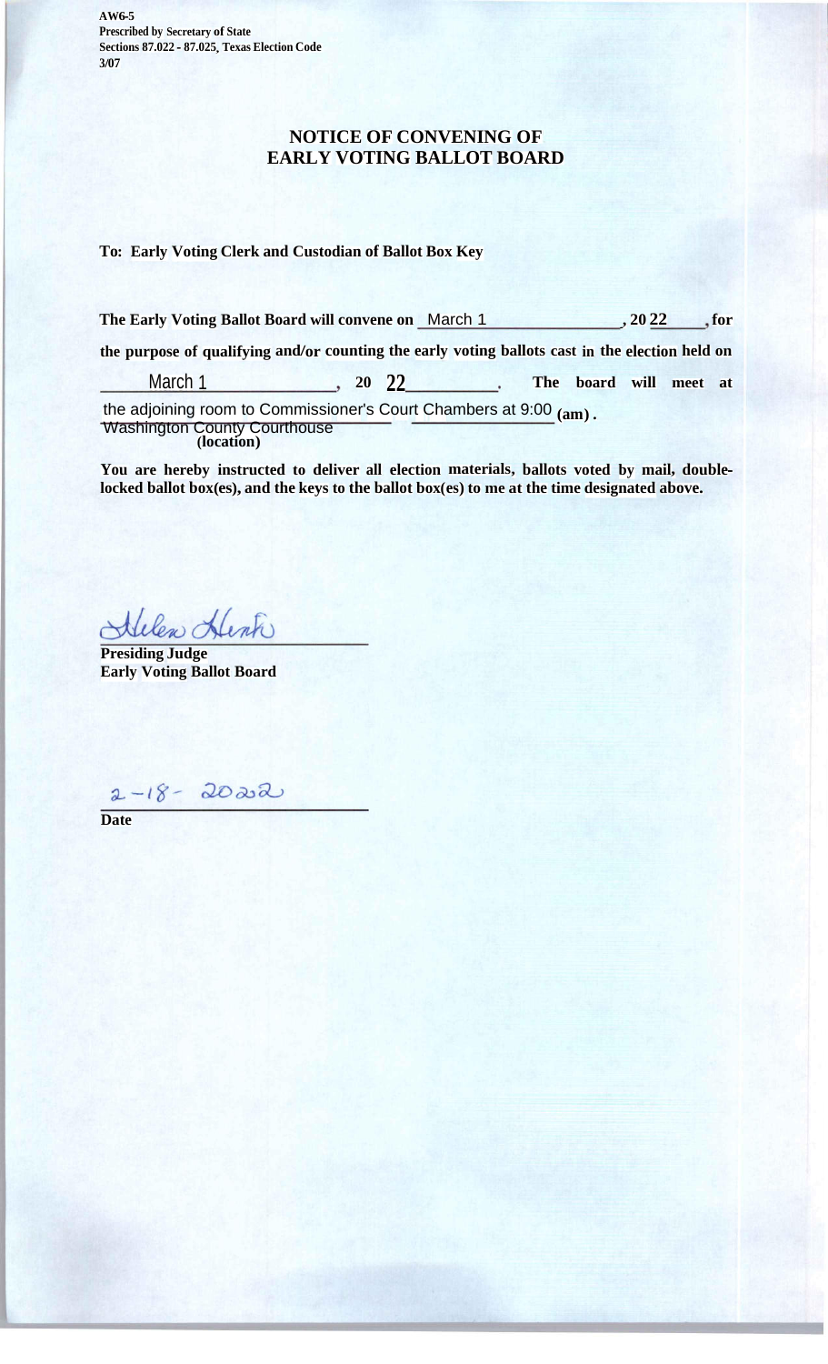AW6-5
Prescribed by Secretary of State
Sections 87.022 - 87.025, Texas Election Code
3/07

## NOTICE OF CONVENING OF EARLY VOTING BALLOT BOARD

**To: Early Voting Clerk and Custodian of Ballot Box Key**

**The Early Voting Ballot Board will convene on** March 1 **, 20** 22 **, for the purpose of qualifying and/or counting the early voting ballots cast in the election held on** March 1 **, 20** 22 **. The board will meet at** the adjoining room to Commissioner's Court Chambers at 9:00 **(am).**
Washington County Courthouse
**(location)**

**You are hereby instructed to deliver all election materials, ballots voted by mail, double-locked ballot box(es), and the keys to the ballot box(es) to me at the time designated above.**

Helen Hinti

**Presiding Judge**
**Early Voting Ballot Board**

2-18-2022

**Date**